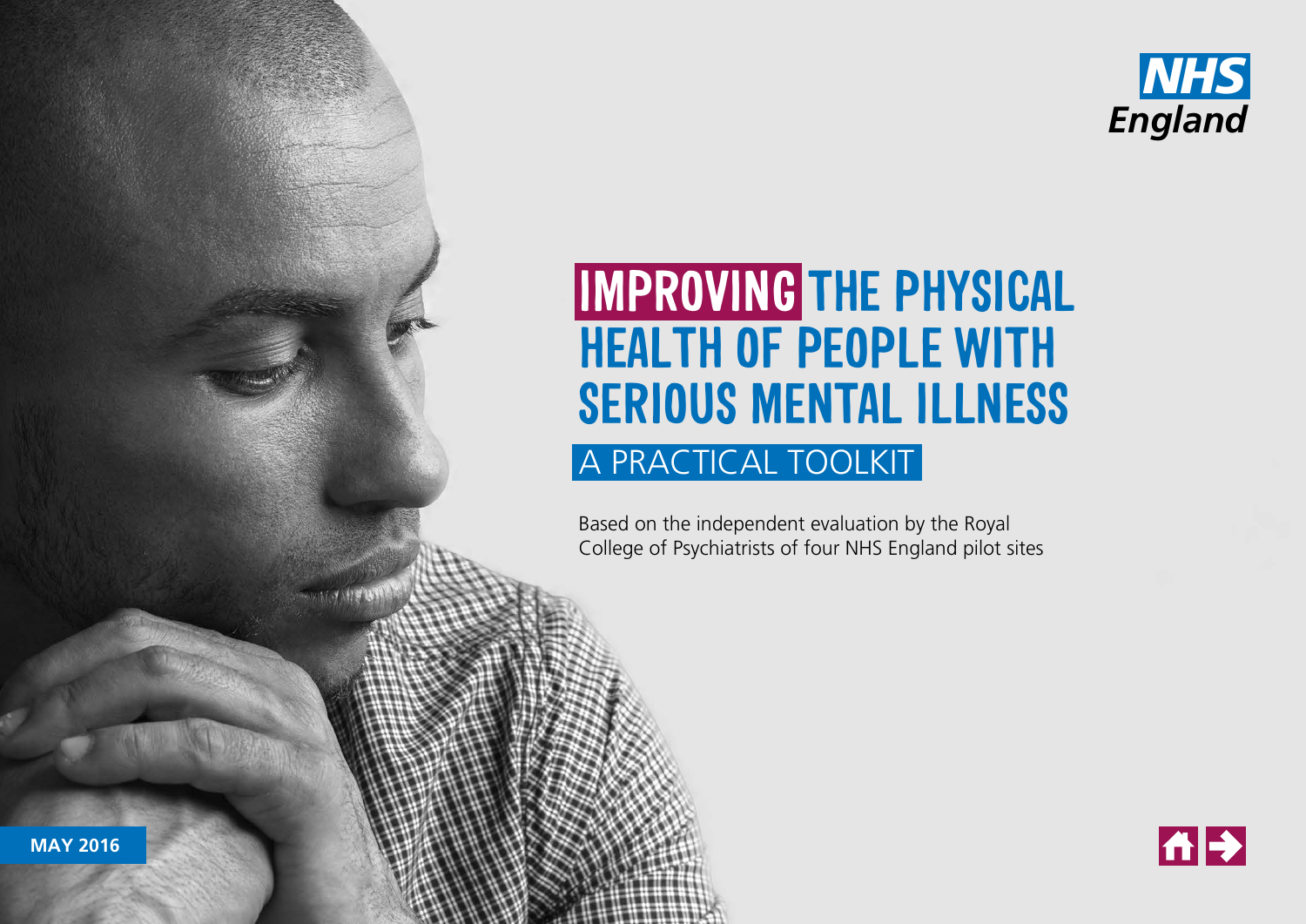NHS England

# IMPROVING THE PHYSICAL HEALTH OF PEOPLE WITH SERIOUS MENTAL ILLNESS

## A PRACTICAL TOOLKIT

Based on the independent evaluation by the Royal College of Psychiatrists of four NHS England pilot sites

**MAY 2016**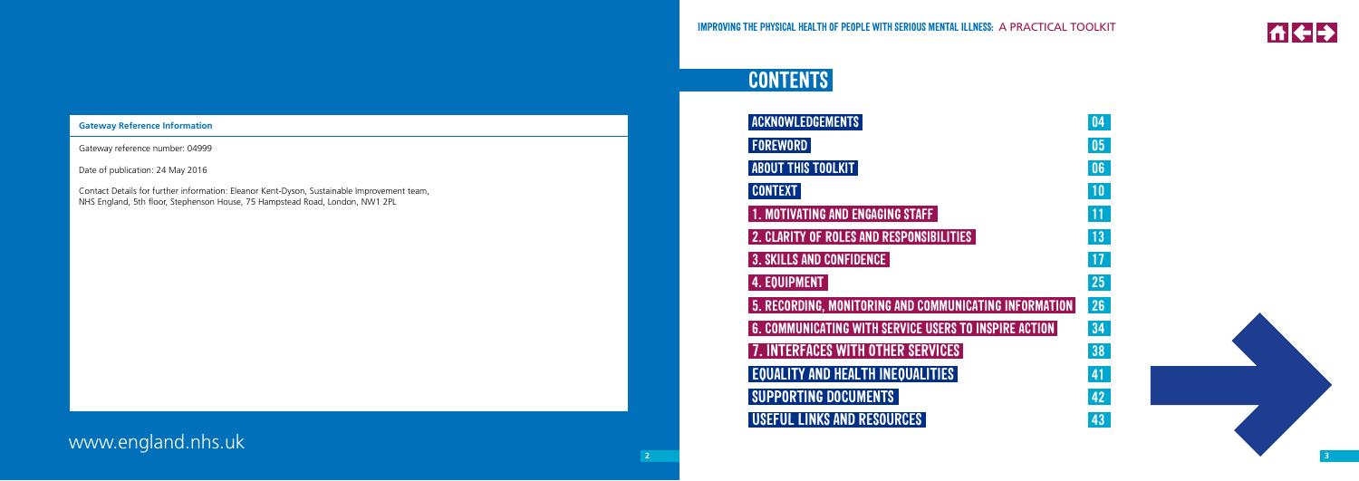**Gateway Reference Information**

Gateway reference number: 04999

Date of publication: 24 May 2016

Contact Details for further information: Eleanor Kent-Dyson, Sustainable Improvement team, NHS England, 5th floor, Stephenson House, 75 Hampstead Road, London, NW1 2PL

www.england.nhs.uk

# CONTENTS

| | |
|---|---|
| ACKNOWLEDGEMENTS | 04 |
| FOREWORD | 05 |
| ABOUT THIS TOOLKIT | 06 |
| CONTEXT | 10 |
| 1. MOTIVATING AND ENGAGING STAFF | 11 |
| 2. CLARITY OF ROLES AND RESPONSIBILITIES | 13 |
| 3. SKILLS AND CONFIDENCE | 17 |
| 4. EQUIPMENT | 25 |
| 5. RECORDING, MONITORING AND COMMUNICATING INFORMATION | 26 |
| 6. COMMUNICATING WITH SERVICE USERS TO INSPIRE ACTION | 34 |
| 7. INTERFACES WITH OTHER SERVICES | 38 |
| EQUALITY AND HEALTH INEQUALITIES | 41 |
| SUPPORTING DOCUMENTS | 42 |
| USEFUL LINKS AND RESOURCES | 43 |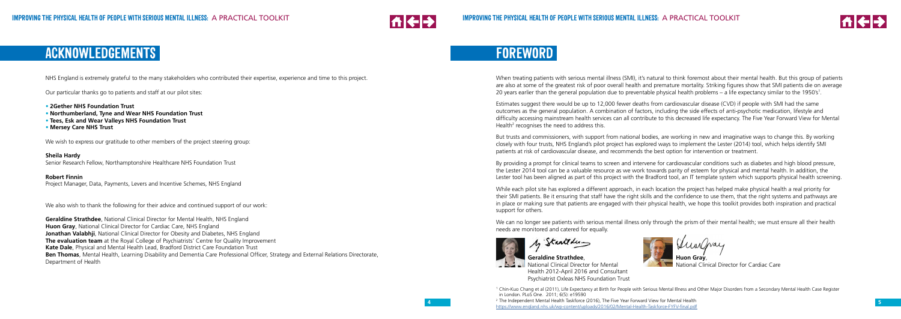# ACKNOWLEDGEMENTS

NHS England is extremely grateful to the many stakeholders who contributed their expertise, experience and time to this project.

Our particular thanks go to patients and staff at our pilot sites:

- **2Gether NHS Foundation Trust**
- **Northumberland, Tyne and Wear NHS Foundation Trust**
- **Tees, Esk and Wear Valleys NHS Foundation Trust**
- **Mersey Care NHS Trust**

We wish to express our gratitude to other members of the project steering group:

**Sheila Hardy**
Senior Research Fellow, Northamptonshire Healthcare NHS Foundation Trust

**Robert Finnin**
Project Manager, Data, Payments, Levers and Incentive Schemes, NHS England

We also wish to thank the following for their advice and continued support of our work:

**Geraldine Strathdee**, National Clinical Director for Mental Health, NHS England
**Huon Gray**, National Clinical Director for Cardiac Care, NHS England
**Jonathan Valabhji**, National Clinical Director for Obesity and Diabetes, NHS England
**The evaluation team** at the Royal College of Psychiatrists' Centre for Quality Improvement
**Kate Dale**, Physical and Mental Health Lead, Bradford District Care Foundation Trust
**Ben Thomas**, Mental Health, Learning Disability and Dementia Care Professional Officer, Strategy and External Relations Directorate, Department of Health

# FOREWORD

When treating patients with serious mental illness (SMI), it's natural to think foremost about their mental health. But this group of patients are also at some of the greatest risk of poor overall health and premature mortality. Striking figures show that SMI patients die on average 20 years earlier than the general population due to preventable physical health problems – a life expectancy similar to the 1950's[1].

Estimates suggest there would be up to 12,000 fewer deaths from cardiovascular disease (CVD) if people with SMI had the same outcomes as the general population. A combination of factors, including the side effects of anti-psychotic medication, lifestyle and difficulty accessing mainstream health services can all contribute to this decreased life expectancy. The Five Year Forward View for Mental Health[2] recognises the need to address this.

But trusts and commissioners, with support from national bodies, are working in new and imaginative ways to change this. By working closely with four trusts, NHS England's pilot project has explored ways to implement the Lester (2014) tool, which helps identify SMI patients at risk of cardiovascular disease, and recommends the best option for intervention or treatment.

By providing a prompt for clinical teams to screen and intervene for cardiovascular conditions such as diabetes and high blood pressure, the Lester 2014 tool can be a valuable resource as we work towards parity of esteem for physical and mental health. In addition, the Lester tool has been aligned as part of this project with the Bradford tool, an IT template system which supports physical health screening.

While each pilot site has explored a different approach, in each location the project has helped make physical health a real priority for their SMI patients. Be it ensuring that staff have the right skills and the confidence to use them, that the right systems and pathways are in place or making sure that patients are engaged with their physical health, we hope this toolkit provides both inspiration and practical support for others.

We can no longer see patients with serious mental illness only through the prism of their mental health; we must ensure all their health needs are monitored and catered for equally.

**Geraldine Strathdee**,
National Clinical Director for Mental Health 2012-April 2016 and Consultant Psychiatrist Oxleas NHS Foundation Trust

**Huon Gray**,
National Clinical Director for Cardiac Care

[1] Chin-Kuo Chang et al (2011), Life Expectancy at Birth for People with Serious Mental Illness and Other Major Disorders from a Secondary Mental Health Case Register in London. PLoS One. 2011; 6(5): e19590

[2] The Independent Mental Health Taskforce (2016), The Five Year Forward View for Mental Health
https://www.england.nhs.uk/wp-content/uploads/2016/02/Mental-Health-Taskforce-FYFV-final.pdf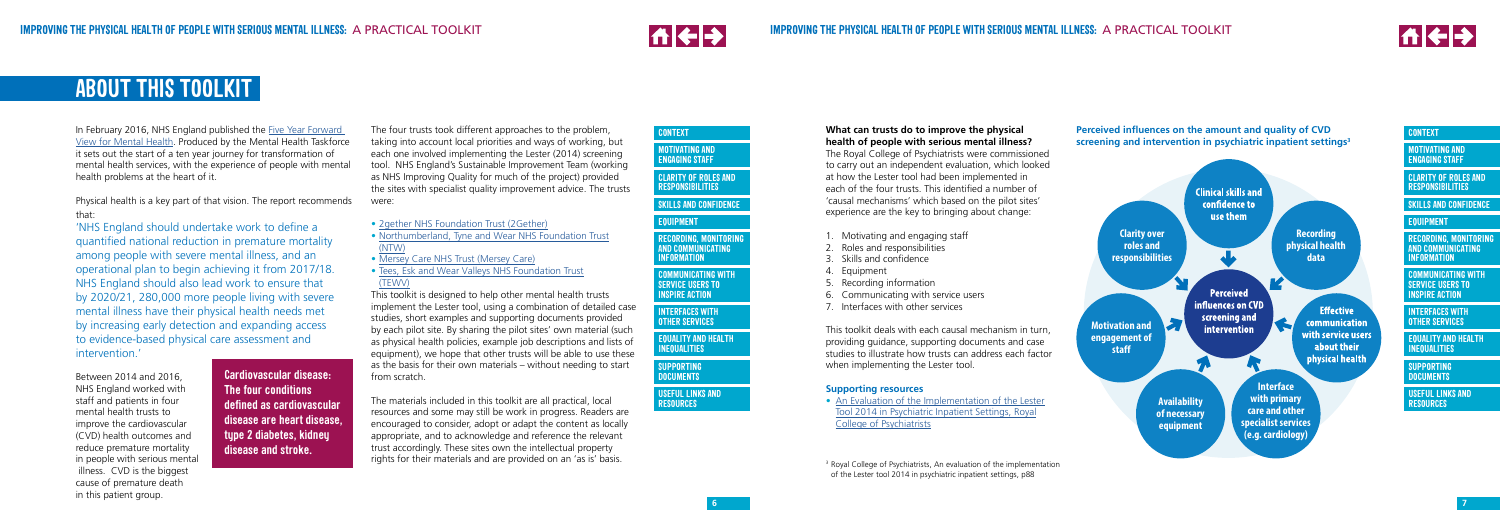# ABOUT THIS TOOLKIT

In February 2016, NHS England published the Five Year Forward View for Mental Health. Produced by the Mental Health Taskforce it sets out the start of a ten year journey for transformation of mental health services, with the experience of people with mental health problems at the heart of it.

Physical health is a key part of that vision. The report recommends that:

'NHS England should undertake work to define a quantified national reduction in premature mortality among people with severe mental illness, and an operational plan to begin achieving it from 2017/18. NHS England should also lead work to ensure that by 2020/21, 280,000 more people living with severe mental illness have their physical health needs met by increasing early detection and expanding access to evidence-based physical care assessment and intervention.'

Between 2014 and 2016, NHS England worked with staff and patients in four mental health trusts to improve the cardiovascular (CVD) health outcomes and reduce premature mortality in people with serious mental illness. CVD is the biggest cause of premature death in this patient group.

**Cardiovascular disease: The four conditions defined as cardiovascular disease are heart disease, type 2 diabetes, kidney disease and stroke.**

The four trusts took different approaches to the problem, taking into account local priorities and ways of working, but each one involved implementing the Lester (2014) screening tool. NHS England's Sustainable Improvement Team (working as NHS Improving Quality for much of the project) provided the sites with specialist quality improvement advice. The trusts were:

- 2gether NHS Foundation Trust (2Gether)
- Northumberland, Tyne and Wear NHS Foundation Trust (NTW)
- Mersey Care NHS Trust (Mersey Care)
- Tees, Esk and Wear Valleys NHS Foundation Trust (TEWV)

This toolkit is designed to help other mental health trusts implement the Lester tool, using a combination of detailed case studies, short examples and supporting documents provided by each pilot site. By sharing the pilot sites' own material (such as physical health policies, example job descriptions and lists of equipment), we hope that other trusts will be able to use these as the basis for their own materials – without needing to start from scratch.

The materials included in this toolkit are all practical, local resources and some may still be work in progress. Readers are encouraged to consider, adopt or adapt the content as locally appropriate, and to acknowledge and reference the relevant trust accordingly. These sites own the intellectual property rights for their materials and are provided on an 'as is' basis.

**What can trusts do to improve the physical health of people with serious mental illness?**

The Royal College of Psychiatrists were commissioned to carry out an independent evaluation, which looked at how the Lester tool had been implemented in each of the four trusts. This identified a number of 'causal mechanisms' which based on the pilot sites' experience are the key to bringing about change:

1. Motivating and engaging staff
2. Roles and responsibilities
3. Skills and confidence
4. Equipment
5. Recording information
6. Communicating with service users
7. Interfaces with other services

This toolkit deals with each causal mechanism in turn, providing guidance, supporting documents and case studies to illustrate how trusts can address each factor when implementing the Lester tool.

### Supporting resources

- An Evaluation of the Implementation of the Lester Tool 2014 in Psychiatric Inpatient Settings, Royal College of Psychiatrists

**Perceived influences on the amount and quality of CVD screening and intervention in psychiatric inpatient settings[3]**

Perceived influences on CVD screening and intervention:
- Clinical skills and confidence to use them
- Recording physical health data
- Effective communication with service users about their physical health
- Interface with primary care and other specialist services (e.g. cardiology)
- Availability of necessary equipment
- Motivation and engagement of staff
- Clarity over roles and responsibilities

[3] Royal College of Psychiatrists, An evaluation of the implementation of the Lester tool 2014 in psychiatric inpatient settings, p88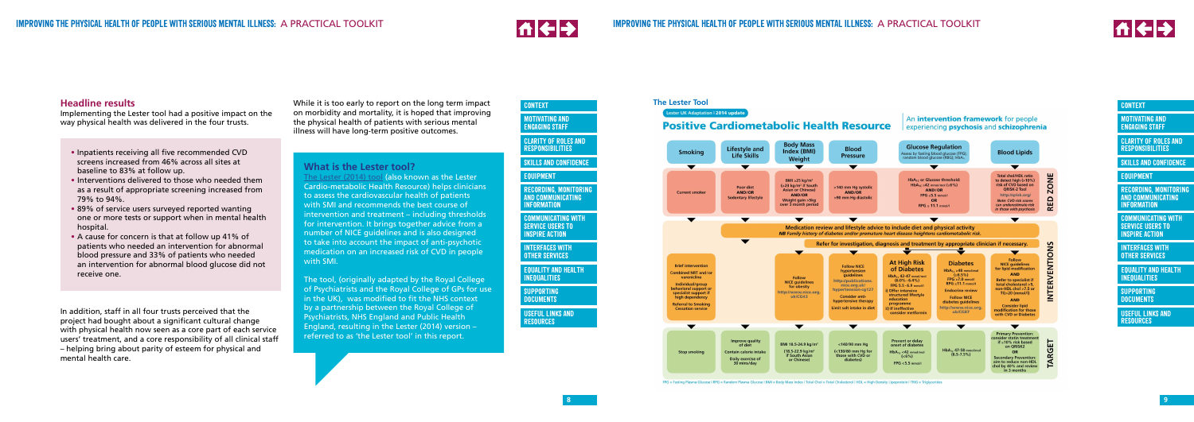## Headline results

Implementing the Lester tool had a positive impact on the way physical health was delivered in the four trusts.

- Inpatients receiving all five recommended CVD screens increased from 46% across all sites at baseline to 83% at follow up.
- Interventions delivered to those who needed them as a result of appropriate screening increased from 79% to 94%.
- 89% of service users surveyed reported wanting one or more tests or support when in mental health hospital.
- A cause for concern is that at follow up 41% of patients who needed an intervention for abnormal blood pressure and 33% of patients who needed an intervention for abnormal blood glucose did not receive one.

In addition, staff in all four trusts perceived that the project had bought about a significant cultural change with physical health now seen as a core part of each service users' treatment, and a core responsibility of all clinical staff – helping bring about parity of esteem for physical and mental health care.

While it is too early to report on the long term impact on morbidity and mortality, it is hoped that improving the physical health of patients with serious mental illness will have long-term positive outcomes.

### What is the Lester tool?

The Lester (2014) tool (also known as the Lester Cardio-metabolic Health Resource) helps clinicians to assess the cardiovascular health of patients with SMI and recommends the best course of intervention and treatment – including thresholds for intervention. It brings together advice from a number of NICE guidelines and is also designed to take into account the impact of anti-psychotic medication on an increased risk of CVD in people with SMI.

The tool, (originally adapted by the Royal College of Psychiatrists and the Royal College of GPs for use in the UK), was modified to fit the NHS context by a partnership between the Royal College of Psychiatrists, NHS England and Public Health England, resulting in the Lester (2014) version – referred to as 'the Lester tool' in this report.

### The Lester Tool

Lester UK Adaptation | 2014 update

**Positive Cardiometabolic Health Resource**

An **intervention framework** for people experiencing **psychosis** and **schizophrenia**

| | Smoking | Lifestyle and Life Skills | Body Mass Index (BMI) Weight | Blood Pressure | Glucose Regulation (Assess by fasting blood glucose (FPG), random blood glucose (RBG), HbA1c) | Blood Lipids |
|---|---|---|---|---|---|---|
| **RED ZONE** | Current smoker | Poor diet AND/OR Sedentary lifestyle | BMI ≥25 kg/m² (≥23 kg/m² if South Asian or Chinese) AND/OR Weight gain >5kg over 3 month period | >140 mm Hg systolic AND/OR >90 mm Hg diastolic | $HbA_{1c}$ or Glucose threshold: $HbA_{1c}$ ≥42 mmol/mol (≥6%) AND/OR FPG ≥5.5 mmol/l OR FPG ≥ 11.1 mmol/l | Total chol/HDL ratio to detect high (>10%) risk of CVD based on QRISK-2 Tool http://qrisk.org/ Note: CVD risk score can underestimate risk in those with psychosis |
| **INTERVENTIONS** | Brief intervention; Combined NRT and/or varenicline; Individual/group behavioural support or specialist support if high dependency; Referral to Smoking Cessation service | | Follow NICE guidelines for obesity http://www.nice.org.uk/CG43 | Follow NICE hypertension guidelines http://publications.nice.org.uk/hypertension-cg127; Consider anti-hypertensive therapy; Limit salt intake in diet | **At High Risk of Diabetes** $HbA_{1c}$ 42-47 mmol/mol (6.0% - 6.4%) FPG 5.5 - 6.9 mmol/l; i) Offer intensive structured lifestyle education programme; ii) If ineffective consider metformin | **Diabetes** $HbA_{1c}$ ≥48 mmol/mol (≥6.5%) FPG ≥7.0 mmol/l RPG ≥11.1 mmol/l; Endocrine review; Follow NICE diabetes guidelines http://www.nice.org.uk/CG87 | Follow NICE guidelines for lipid modification AND Refer to specialist if total cholesterol >9, non-HDL chol >7.5 or TG>20 (mmol/l) AND Consider lipid modification for those with CVD or Diabetes |
| **TARGET** | Stop smoking | Improve quality of diet; Contain calorie intake; Daily exercise of 30 mins/day | BMI 18.5-24.9 kg/m² (18.5-22.9 kg/m² if South Asian or Chinese) | <140/90 mm Hg (<130/80 mm Hg for those with CVD or diabetes) | Prevent or delay onset of diabetes $HbA_{1c}$ <42 mmol/mol (<6%) FPG <5.5 mmol/l | $HbA_{1c}$ 47-58 mmol/mol (6.5-7.5%) | Primary Prevention: consider statin treatment if >10% risk based on QRISK2 OR Secondary Prevention: aim to reduce non-HDL chol by 40% and review in 3 months |

Medication review and lifestyle advice to include diet and physical activity. *NB Family history of diabetes and/or premature heart disease heightens cardiometabolic risk.*

Refer for investigation, diagnosis and treatment by appropriate clinician if necessary.

FPG = Fasting Plasma Glucose | RPG = Random Plasma Glucose | BMI = Body Mass Index | Total Chol = Total Cholesterol | HDL = High Density Lipoprotein | TRG = Triglycerides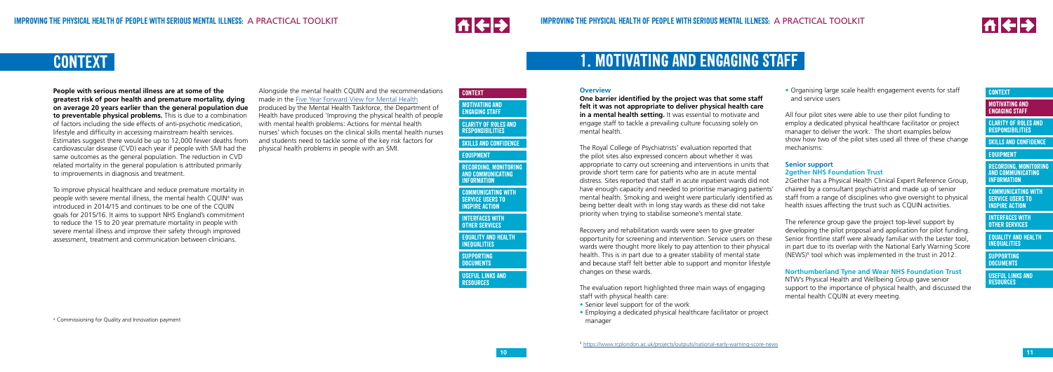# CONTEXT

**People with serious mental illness are at some of the greatest risk of poor health and premature mortality, dying on average 20 years earlier than the general population due to preventable physical problems.** This is due to a combination of factors including the side effects of anti-psychotic medication, lifestyle and difficulty in accessing mainstream health services. Estimates suggest there would be up to 12,000 fewer deaths from cardiovascular disease (CVD) each year if people with SMI had the same outcomes as the general population. The reduction in CVD related mortality in the general population is attributed primarily to improvements in diagnosis and treatment.

To improve physical healthcare and reduce premature mortality in people with severe mental illness, the mental health CQUIN[4] was introduced in 2014/15 and continues to be one of the CQUIN goals for 2015/16. It aims to support NHS England's commitment to reduce the 15 to 20 year premature mortality in people with severe mental illness and improve their safety through improved assessment, treatment and communication between clinicians.

Alongside the mental health CQUIN and the recommendations made in the Five Year Forward View for Mental Health produced by the Mental Health Taskforce, the Department of Health have produced 'Improving the physical health of people with mental health problems: Actions for mental health nurses' which focuses on the clinical skills mental health nurses and students need to tackle some of the key risk factors for physical health problems in people with an SMI.

[4] Commissioning for Quality and Innovation payment

# 1. MOTIVATING AND ENGAGING STAFF

## Overview

**One barrier identified by the project was that some staff felt it was not appropriate to deliver physical health care in a mental health setting.** It was essential to motivate and engage staff to tackle a prevailing culture focussing solely on mental health.

The Royal College of Psychiatrists' evaluation reported that the pilot sites also expressed concern about whether it was appropriate to carry out screening and interventions in units that provide short term care for patients who are in acute mental distress. Sites reported that staff in acute inpatient wards did not have enough capacity and needed to prioritise managing patients' mental health. Smoking and weight were particularly identified as issues better being dealt with in long stay wards as these did not take priority when trying to stabilise someone's mental state.

Recovery and rehabilitation wards were seen to give greater opportunity for screening and intervention. Service users on these wards were thought more likely to pay attention to their physical health. This is in part due to a greater stability of mental state and because staff felt better able to support and monitor lifestyle changes on these wards.

The evaluation report highlighted three main ways of engaging staff with physical health care:

- Senior level support for of the work
- Employing a dedicated physical healthcare facilitator or project manager
- Organising large scale health engagement events for staff and service users

All four pilot sites were able to use their pilot funding to employ a dedicated physical healthcare facilitator or project manager to deliver the work. The short examples below show how two of the pilot sites used all three of these change mechanisms:

### Senior support

**2gether NHS Foundation Trust**

2Gether has a Physical Health Clinical Expert Reference Group, chaired by a consultant psychiatrist and made up of senior staff from a range of disciplines who give oversight to physical health issues affecting the trust such as CQUIN activities.

The reference group gave the project top-level support by developing the pilot proposal and application for pilot funding. Senior frontline staff were already familiar with the Lester tool, in part due to its overlap with the National Early Warning Score (NEWS)[5] tool which was implemented in the trust in 2012.

**Northumberland Tyne and Wear NHS Foundation Trust**

NTW's Physical Health and Wellbeing Group gave senior support to the importance of physical health, and discussed the mental health CQUIN at every meeting.

[5] https://www.rcplondon.ac.uk/projects/outputs/national-early-warning-score-news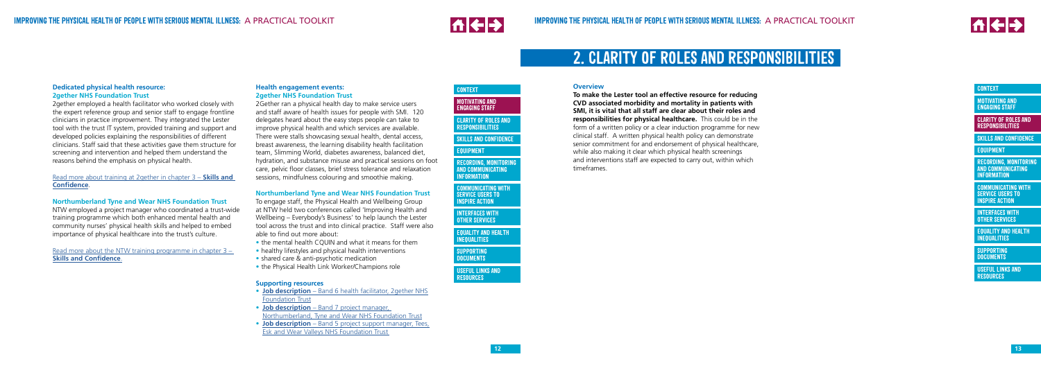### Dedicated physical health resource: 2gether NHS Foundation Trust

2gether employed a health facilitator who worked closely with the expert reference group and senior staff to engage frontline clinicians in practice improvement. They integrated the Lester tool with the trust IT system, provided training and support and developed policies explaining the responsibilities of different clinicians. Staff said that these activities gave them structure for screening and intervention and helped them understand the reasons behind the emphasis on physical health.

Read more about training at 2gether in chapter 3 – **Skills and Confidence**.

### Northumberland Tyne and Wear NHS Foundation Trust

NTW employed a project manager who coordinated a trust-wide training programme which both enhanced mental health and community nurses' physical health skills and helped to embed importance of physical healthcare into the trust's culture.

Read more about the NTW training programme in chapter 3 – **Skills and Confidence**.

### Health engagement events: 2gether NHS Foundation Trust

2Gether ran a physical health day to make service users and staff aware of health issues for people with SMI. 120 delegates heard about the easy steps people can take to improve physical health and which services are available. There were stalls showcasing sexual health, dental access, breast awareness, the learning disability health facilitation team, Slimming World, diabetes awareness, balanced diet, hydration, and substance misuse and practical sessions on foot care, pelvic floor classes, brief stress tolerance and relaxation sessions, mindfulness colouring and smoothie making.

### Northumberland Tyne and Wear NHS Foundation Trust

To engage staff, the Physical Health and Wellbeing Group at NTW held two conferences called 'Improving Health and Wellbeing – Everybody's Business' to help launch the Lester tool across the trust and into clinical practice. Staff were also able to find out more about:

- the mental health CQUIN and what it means for them
- healthy lifestyles and physical health interventions
- shared care & anti-psychotic medication
- the Physical Health Link Worker/Champions role

### Supporting resources

- **Job description** – Band 6 health facilitator, 2gether NHS Foundation Trust
- **Job description** – Band 7 project manager, Northumberland, Tyne and Wear NHS Foundation Trust
- **Job description** – Band 5 project support manager, Tees, Esk and Wear Valleys NHS Foundation Trust

# 2. Clarity of roles and responsibilities

### Overview

**To make the Lester tool an effective resource for reducing CVD associated morbidity and mortality in patients with SMI, it is vital that all staff are clear about their roles and responsibilities for physical healthcare.** This could be in the form of a written policy or a clear induction programme for new clinical staff. A written physical health policy can demonstrate senior commitment for and endorsement of physical healthcare, while also making it clear which physical health screenings and interventions staff are expected to carry out, within which timeframes.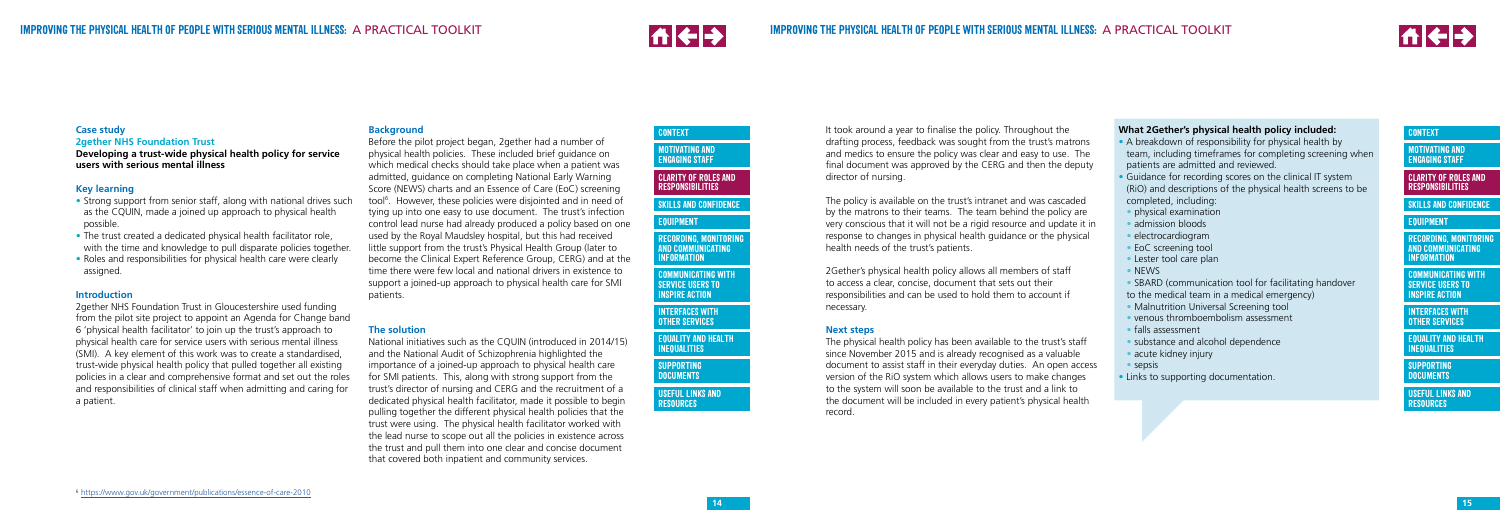**Case study**

**2gether NHS Foundation Trust**

**Developing a trust-wide physical health policy for service users with serious mental illness**

### Key learning

- Strong support from senior staff, along with national drives such as the CQUIN, made a joined up approach to physical health possible.
- The trust created a dedicated physical health facilitator role, with the time and knowledge to pull disparate policies together.
- Roles and responsibilities for physical health care were clearly assigned.

### Introduction

2gether NHS Foundation Trust in Gloucestershire used funding from the pilot site project to appoint an Agenda for Change band 6 'physical health facilitator' to join up the trust's approach to physical health care for service users with serious mental illness (SMI). A key element of this work was to create a standardised, trust-wide physical health policy that pulled together all existing policies in a clear and comprehensive format and set out the roles and responsibilities of clinical staff when admitting and caring for a patient.

### Background

Before the pilot project began, 2gether had a number of physical health policies. These included brief guidance on which medical checks should take place when a patient was admitted, guidance on completing National Early Warning Score (NEWS) charts and an Essence of Care (EoC) screening tool[6]. However, these policies were disjointed and in need of tying up into one easy to use document. The trust's infection control lead nurse had already produced a policy based on one used by the Royal Maudsley hospital, but this had received little support from the trust's Physical Health Group (later to become the Clinical Expert Reference Group, CERG) and at the time there were few local and national drivers in existence to support a joined-up approach to physical health care for SMI patients.

### The solution

National initiatives such as the CQUIN (introduced in 2014/15) and the National Audit of Schizophrenia highlighted the importance of a joined-up approach to physical health care for SMI patients. This, along with strong support from the trust's director of nursing and CERG and the recruitment of a dedicated physical health facilitator, made it possible to begin pulling together the different physical health policies that the trust were using. The physical health facilitator worked with the lead nurse to scope out all the policies in existence across the trust and pull them into one clear and concise document that covered both inpatient and community services.

It took around a year to finalise the policy. Throughout the drafting process, feedback was sought from the trust's matrons and medics to ensure the policy was clear and easy to use. The final document was approved by the CERG and then the deputy director of nursing.

The policy is available on the trust's intranet and was cascaded by the matrons to their teams. The team behind the policy are very conscious that it will not be a rigid resource and update it in response to changes in physical health guidance or the physical health needs of the trust's patients.

2Gether's physical health policy allows all members of staff to access a clear, concise, document that sets out their responsibilities and can be used to hold them to account if necessary.

### Next steps

The physical health policy has been available to the trust's staff since November 2015 and is already recognised as a valuable document to assist staff in their everyday duties. An open access version of the RiO system which allows users to make changes to the system will soon be available to the trust and a link to the document will be included in every patient's physical health record.

**What 2Gether's physical health policy included:**

- A breakdown of responsibility for physical health by team, including timeframes for completing screening when patients are admitted and reviewed.
- Guidance for recording scores on the clinical IT system (RiO) and descriptions of the physical health screens to be completed, including:
  - physical examination
  - admission bloods
  - electrocardiogram
  - EoC screening tool
  - Lester tool care plan
  - NEWS
  - SBARD (communication tool for facilitating handover to the medical team in a medical emergency)
  - Malnutrition Universal Screening tool
  - venous thromboembolism assessment
  - falls assessment
  - substance and alcohol dependence
  - acute kidney injury
  - sepsis
- Links to supporting documentation.

[6] https://www.gov.uk/government/publications/essence-of-care-2010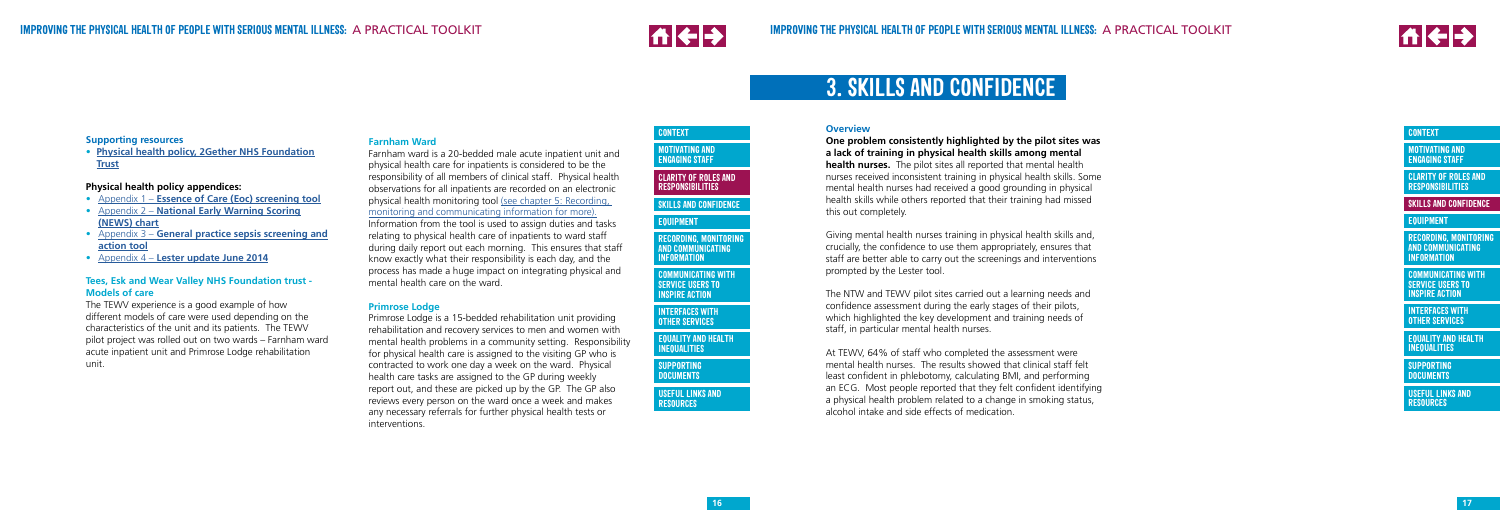### Supporting resources

- **Physical health policy, 2Gether NHS Foundation Trust**

### Physical health policy appendices:

- Appendix 1 – **Essence of Care (Eoc) screening tool**
- Appendix 2 – **National Early Warning Scoring (NEWS) chart**
- Appendix 3 – **General practice sepsis screening and action tool**
- Appendix 4 – **Lester update June 2014**

### Tees, Esk and Wear Valley NHS Foundation trust - Models of care

The TEWV experience is a good example of how different models of care were used depending on the characteristics of the unit and its patients. The TEWV pilot project was rolled out on two wards – Farnham ward acute inpatient unit and Primrose Lodge rehabilitation unit.

### Farnham Ward

Farnham ward is a 20-bedded male acute inpatient unit and physical health care for inpatients is considered to be the responsibility of all members of clinical staff. Physical health observations for all inpatients are recorded on an electronic physical health monitoring tool (see chapter 5: Recording, monitoring and communicating information for more). Information from the tool is used to assign duties and tasks relating to physical health care of inpatients to ward staff during daily report out each morning. This ensures that staff know exactly what their responsibility is each day, and the process has made a huge impact on integrating physical and mental health care on the ward.

### Primrose Lodge

Primrose Lodge is a 15-bedded rehabilitation unit providing rehabilitation and recovery services to men and women with mental health problems in a community setting. Responsibility for physical health care is assigned to the visiting GP who is contracted to work one day a week on the ward. Physical health care tasks are assigned to the GP during weekly report out, and these are picked up by the GP. The GP also reviews every person on the ward once a week and makes any necessary referrals for further physical health tests or interventions.

# 3. Skills and confidence

### Overview

**One problem consistently highlighted by the pilot sites was a lack of training in physical health skills among mental health nurses.** The pilot sites all reported that mental health nurses received inconsistent training in physical health skills. Some mental health nurses had received a good grounding in physical health skills while others reported that their training had missed this out completely.

Giving mental health nurses training in physical health skills and, crucially, the confidence to use them appropriately, ensures that staff are better able to carry out the screenings and interventions prompted by the Lester tool.

The NTW and TEWV pilot sites carried out a learning needs and confidence assessment during the early stages of their pilots, which highlighted the key development and training needs of staff, in particular mental health nurses.

At TEWV, 64% of staff who completed the assessment were mental health nurses. The results showed that clinical staff felt least confident in phlebotomy, calculating BMI, and performing an ECG. Most people reported that they felt confident identifying a physical health problem related to a change in smoking status, alcohol intake and side effects of medication.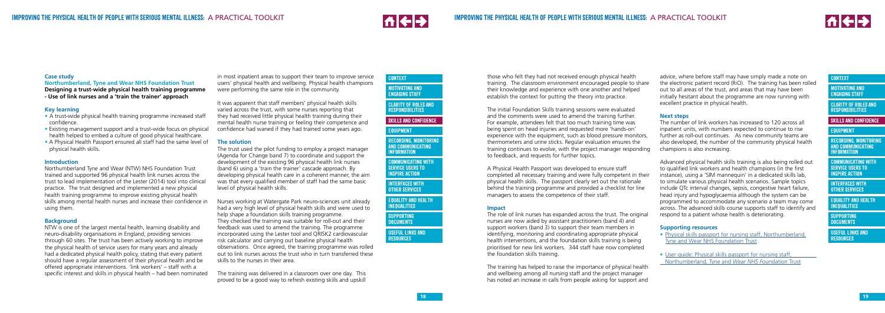### Case study

**Northumberland, Tyne and Wear NHS Foundation Trust**

**Designing a trust-wide physical health training programme - Use of link nurses and a 'train the trainer' approach**

#### Key learning

- A trust-wide physical health training programme increased staff confidence.
- Existing management support and a trust-wide focus on physical health helped to embed a culture of good physical healthcare.
- A Physical Health Passport ensured all staff had the same level of physical health skills.

#### Introduction

Northumberland Tyne and Wear (NTW) NHS Foundation Trust trained and supported 96 physical health link nurses across the trust to lead implementation of the Lester (2014) tool into clinical practice. The trust designed and implemented a new physical health training programme to improve existing physical health skills among mental health nurses and increase their confidence in using them.

#### Background

NTW is one of the largest mental health, learning disability and neuro-disability organisations in England, providing services through 60 sites. The trust has been actively working to improve the physical health of service users for many years and already had a dedicated physical health policy, stating that every patient should have a regular assessment of their physical health and be offered appropriate interventions. 'link workers' – staff with a specific interest and skills in physical health – had been nominated in most inpatient areas to support their team to improve service users' physical health and wellbeing. Physical health champions were performing the same role in the community.

It was apparent that staff members' physical health skills varied across the trust, with some nurses reporting that they had received little physical health training during their mental health nurse training or feeling their competence and confidence had waned if they had trained some years ago.

#### The solution

The trust used the pilot funding to employ a project manager (Agenda for Change band 7) to coordinate and support the development of the existing 96 physical health link nurses (band 6) using a 'train the trainer' cascade approach. By developing physical health care in a coherent manner, the aim was that every qualified member of staff had the same basic level of physical health skills.

Nurses working at Watergate Park neuro-sciences unit already had a very high level of physical health skills and were used to help shape a foundation skills training programme. They checked the training was suitable for roll-out and their feedback was used to amend the training. The programme incorporated using the Lester tool and QRISK2 cardiovascular risk calculator and carrying out baseline physical health observations. Once agreed, the training programme was rolled out to link nurses across the trust who in turn transferred these skills to the nurses in their area.

The training was delivered in a classroom over one day. This proved to be a good way to refresh existing skills and upskill those who felt they had not received enough physical health training. The classroom environment encouraged people to share their knowledge and experience with one another and helped establish the context for putting the theory into practice.

The initial Foundation Skills training sessions were evaluated and the comments were used to amend the training further. For example, attendees felt that too much training time was being spent on head injuries and requested more 'hands-on' experience with the equipment, such as blood pressure monitors, thermometers and urine sticks. Regular evaluation ensures the training continues to evolve, with the project manager responding to feedback, and requests for further topics.

A Physical Health Passport was developed to ensure staff completed all necessary training and were fully competent in their physical health skills. The passport clearly set out the rationale behind the training programme and provided a checklist for line managers to assess the competence of their staff.

#### Impact

The role of link nurses has expanded across the trust. The original nurses are now aided by assistant practitioners (band 4) and support workers (band 3) to support their team members in identifying, monitoring and coordinating appropriate physical health interventions, and the foundation skills training is being prioritised for new link workers. 344 staff have now completed the foundation skills training.

The training has helped to raise the importance of physical health and wellbeing among all nursing staff and the project manager has noted an increase in calls from people asking for support and advice, where before staff may have simply made a note on the electronic patient record (RiO). The training has been rolled out to all areas of the trust, and areas that may have been initially hesitant about the programme are now running with excellent practice in physical health.

#### Next steps

The number of link workers has increased to 120 across all inpatient units, with numbers expected to continue to rise further as roll-out continues. As new community teams are also developed, the number of the community physical health champions is also increasing.

Advanced physical health skills training is also being rolled out to qualified link workers and health champions (in the first instance), using a 'SIM mannequin' in a dedicated skills lab, to simulate various physical health scenarios. Sample topics include QTc interval changes, sepsis, congestive heart failure, head injury and hypoglycaemia although the system can be programmed to accommodate any scenario a team may come across. The advanced skills course supports staff to identify and respond to a patient whose health is deteriorating.

#### Supporting resources

- Physical skills passport for nursing staff, Northumberland, Tyne and Wear NHS Foundation Trust
- User guide: Physical skills passport for nursing staff, Northumberland, Tyne and Wear NHS Foundation Trust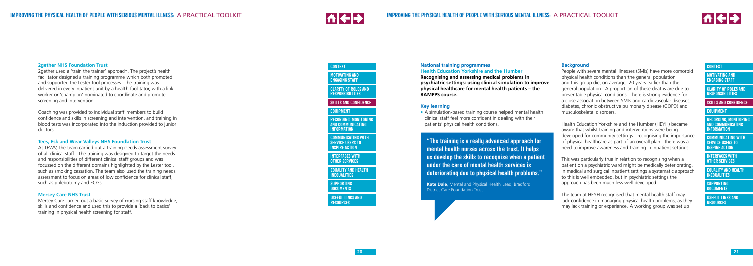### 2gether NHS Foundation Trust

2gether used a 'train the trainer' approach. The project's health facilitator designed a training programme which both promoted and supported the Lester tool processes. The training was delivered in every inpatient unit by a health facilitator, with a link worker or 'champion' nominated to coordinate and promote screening and intervention.

Coaching was provided to individual staff members to build confidence and skills in screening and intervention, and training in blood tests was incorporated into the induction provided to junior doctors.

### Tees, Esk and Wear Valleys NHS Foundation Trust

At TEWV, the team carried out a training needs assessment survey of all clinical staff. The training was designed to target the needs and responsibilities of different clinical staff groups and was focussed on the different domains highlighted by the Lester tool, such as smoking cessation. The team also used the training needs assessment to focus on areas of low confidence for clinical staff, such as phlebotomy and ECGs.

### Mersey Care NHS Trust

Mersey Care carried out a basic survey of nursing staff knowledge, skills and confidence and used this to provide a 'back to basics' training in physical health screening for staff.

### National training programmes

### Health Education Yorkshire and the Humber

**Recognising and assessing medical problems in psychiatric settings: using clinical simulation to improve physical healthcare for mental health patients – the RAMPPS course.**

#### Key learning

- A simulation-based training course helped mental health clinical staff feel more confident in dealing with their patients' physical health conditions.

> **"The training is a really advanced approach for mental health nurses across the trust. It helps us develop the skills to recognise when a patient under the care of mental health services is deteriorating due to physical health problems."**
>
> **Kate Dale**, Mental and Physical Health Lead, Bradford District Care Foundation Trust

#### Background

People with severe mental illnesses (SMIs) have more comorbid physical health conditions than the general population and this group die, on average, 20 years earlier than the general population. A proportion of these deaths are due to preventable physical conditions. There is strong evidence for a close association between SMIs and cardiovascular diseases, diabetes, chronic obstructive pulmonary disease (COPD) and musculoskeletal disorders.

Health Education Yorkshire and the Humber (HEYH) became aware that whilst training and interventions were being developed for community settings - recognising the importance of physical healthcare as part of an overall plan - there was a need to improve awareness and training in inpatient settings.

This was particularly true in relation to recognising when a patient on a psychiatric ward might be medically deteriorating. In medical and surgical inpatient settings a systematic approach to this is well embedded, but in psychiatric settings the approach has been much less well developed.

The team at HEYH recognised that mental health staff may lack confidence in managing physical health problems, as they may lack training or experience. A working group was set up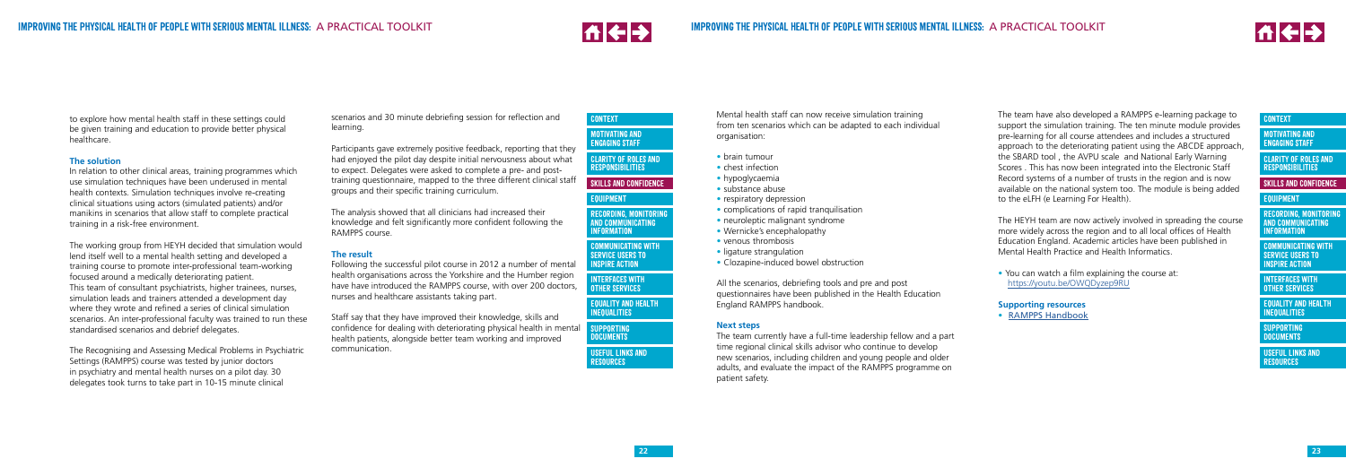to explore how mental health staff in these settings could be given training and education to provide better physical healthcare.

### The solution

In relation to other clinical areas, training programmes which use simulation techniques have been underused in mental health contexts. Simulation techniques involve re-creating clinical situations using actors (simulated patients) and/or manikins in scenarios that allow staff to complete practical training in a risk-free environment.

The working group from HEYH decided that simulation would lend itself well to a mental health setting and developed a training course to promote inter-professional team-working focused around a medically deteriorating patient. This team of consultant psychiatrists, higher trainees, nurses, simulation leads and trainers attended a development day where they wrote and refined a series of clinical simulation scenarios. An inter-professional faculty was trained to run these standardised scenarios and debrief delegates.

The Recognising and Assessing Medical Problems in Psychiatric Settings (RAMPPS) course was tested by junior doctors in psychiatry and mental health nurses on a pilot day. 30 delegates took turns to take part in 10-15 minute clinical scenarios and 30 minute debriefing session for reflection and learning.

Participants gave extremely positive feedback, reporting that they had enjoyed the pilot day despite initial nervousness about what to expect. Delegates were asked to complete a pre- and post-training questionnaire, mapped to the three different clinical staff groups and their specific training curriculum.

The analysis showed that all clinicians had increased their knowledge and felt significantly more confident following the RAMPPS course.

### The result

Following the successful pilot course in 2012 a number of mental health organisations across the Yorkshire and the Humber region have have introduced the RAMPPS course, with over 200 doctors, nurses and healthcare assistants taking part.

Staff say that they have improved their knowledge, skills and confidence for dealing with deteriorating physical health in mental health patients, alongside better team working and improved communication.

Mental health staff can now receive simulation training from ten scenarios which can be adapted to each individual organisation:

- brain tumour
- chest infection
- hypoglycaemia
- substance abuse
- respiratory depression
- complications of rapid tranquilisation
- neuroleptic malignant syndrome
- Wernicke's encephalopathy
- venous thrombosis
- ligature strangulation
- Clozapine-induced bowel obstruction

All the scenarios, debriefing tools and pre and post questionnaires have been published in the Health Education England RAMPPS handbook.

### Next steps

The team currently have a full-time leadership fellow and a part time regional clinical skills advisor who continue to develop new scenarios, including children and young people and older adults, and evaluate the impact of the RAMPPS programme on patient safety.

The team have also developed a RAMPPS e-learning package to support the simulation training. The ten minute module provides pre-learning for all course attendees and includes a structured approach to the deteriorating patient using the ABCDE approach, the SBARD tool , the AVPU scale and National Early Warning Scores . This has now been integrated into the Electronic Staff Record systems of a number of trusts in the region and is now available on the national system too. The module is being added to the eLFH (e Learning For Health).

The HEYH team are now actively involved in spreading the course more widely across the region and to all local offices of Health Education England. Academic articles have been published in Mental Health Practice and Health Informatics.

- You can watch a film explaining the course at: https://youtu.be/OWQDyzep9RU

### Supporting resources

- RAMPPS Handbook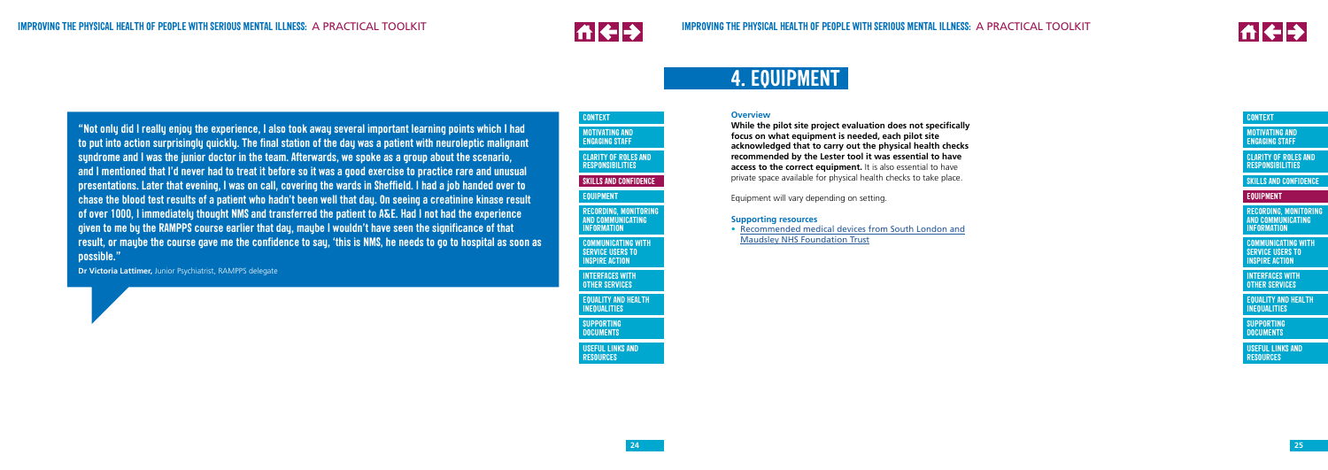"Not only did I really enjoy the experience, I also took away several important learning points which I had to put into action surprisingly quickly. The final station of the day was a patient with neuroleptic malignant syndrome and I was the junior doctor in the team. Afterwards, we spoke as a group about the scenario, and I mentioned that I'd never had to treat it before so it was a good exercise to practice rare and unusual presentations. Later that evening, I was on call, covering the wards in Sheffield. I had a job handed over to chase the blood test results of a patient who hadn't been well that day. On seeing a creatinine kinase result of over 1000, I immediately thought NMS and transferred the patient to A&E. Had I not had the experience given to me by the RAMPPS course earlier that day, maybe I wouldn't have seen the significance of that result, or maybe the course gave me the confidence to say, 'this is NMS, he needs to go to hospital as soon as possible."

**Dr Victoria Lattimer,** Junior Psychiatrist, RAMPPS delegate

# 4. EQUIPMENT

### Overview

**While the pilot site project evaluation does not specifically focus on what equipment is needed, each pilot site acknowledged that to carry out the physical health checks recommended by the Lester tool it was essential to have access to the correct equipment.** It is also essential to have private space available for physical health checks to take place.

Equipment will vary depending on setting.

### Supporting resources

- Recommended medical devices from South London and Maudsley NHS Foundation Trust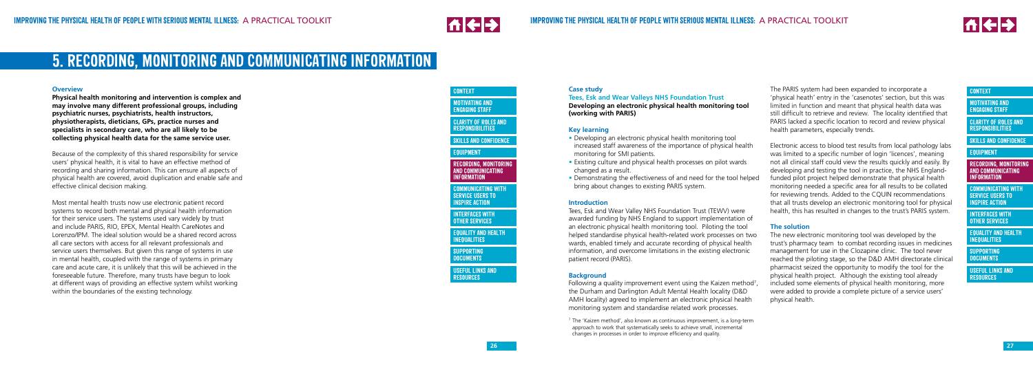# 5. Recording, monitoring and communicating information

### Overview

**Physical health monitoring and intervention is complex and may involve many different professional groups, including psychiatric nurses, psychiatrists, health instructors, physiotherapists, dieticians, GPs, practice nurses and specialists in secondary care, who are all likely to be collecting physical health data for the same service user.**

Because of the complexity of this shared responsibility for service users' physical health, it is vital to have an effective method of recording and sharing information. This can ensure all aspects of physical health are covered, avoid duplication and enable safe and effective clinical decision making.

Most mental health trusts now use electronic patient record systems to record both mental and physical health information for their service users. The systems used vary widely by trust and include PARIS, RIO, EPEX, Mental Health CareNotes and Lorenzo/IPM. The ideal solution would be a shared record across all care sectors with access for all relevant professionals and service users themselves. But given this range of systems in use in mental health, coupled with the range of systems in primary care and acute care, it is unlikely that this will be achieved in the foreseeable future. Therefore, many trusts have begun to look at different ways of providing an effective system whilst working within the boundaries of the existing technology.

### Case study

**Tees, Esk and Wear Valleys NHS Foundation Trust**

**Developing an electronic physical health monitoring tool (working with PARIS)**

### Key learning

- Developing an electronic physical health monitoring tool increased staff awareness of the importance of physical health monitoring for SMI patients.
- Existing culture and physical health processes on pilot wards changed as a result.
- Demonstrating the effectiveness of and need for the tool helped bring about changes to existing PARIS system.

### Introduction

Tees, Esk and Wear Valley NHS Foundation Trust (TEWV) were awarded funding by NHS England to support implementation of an electronic physical health monitoring tool. Piloting the tool helped standardise physical health-related work processes on two wards, enabled timely and accurate recording of physical health information, and overcome limitations in the existing electronic patient record (PARIS).

### Background

Following a quality improvement event using the Kaizen method[7], the Durham and Darlington Adult Mental Health locality (D&D AMH locality) agreed to implement an electronic physical health monitoring system and standardise related work processes.

[7] The 'Kaizen method', also known as continuous improvement, is a long-term approach to work that systematically seeks to achieve small, incremental changes in processes in order to improve efficiency and quality.

The PARIS system had been expanded to incorporate a 'physical health' entry in the 'casenotes' section, but this was limited in function and meant that physical health data was still difficult to retrieve and review. The locality identified that PARIS lacked a specific location to record and review physical health parameters, especially trends.

Electronic access to blood test results from local pathology labs was limited to a specific number of login 'licences', meaning not all clinical staff could view the results quickly and easily. By developing and testing the tool in practice, the NHS England-funded pilot project helped demonstrate that physical health monitoring needed a specific area for all results to be collated for reviewing trends. Added to the CQUIN recommendations that all trusts develop an electronic monitoring tool for physical health, this has resulted in changes to the trust's PARIS system.

### The solution

The new electronic monitoring tool was developed by the trust's pharmacy team to combat recording issues in medicines management for use in the Clozapine clinic. The tool never reached the piloting stage, so the D&D AMH directorate clinical pharmacist seized the opportunity to modify the tool for the physical health project. Although the existing tool already included some elements of physical health monitoring, more were added to provide a complete picture of a service users' physical health.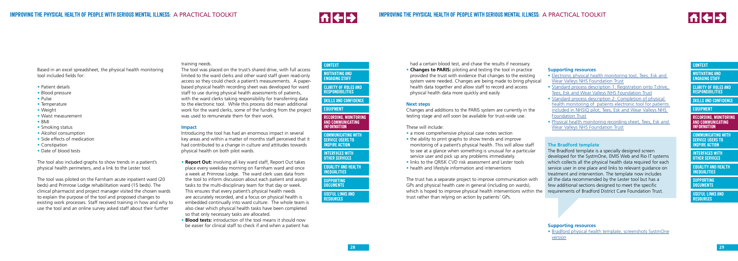Based in an excel spreadsheet, the physical health monitoring tool included fields for:

- Patient details
- Blood pressure
- Pulse
- Temperature
- Weight
- Waist measurement
- BMI
- Smoking status
- Alcohol consumption
- Side effects of medication
- Constipation
- Date of blood tests

The tool also included graphs to show trends in a patient's physical health perimeters, and a link to the Lester tool.

The tool was piloted on the Farnham acute inpatient ward (20 beds) and Primrose Lodge rehabilitation ward (15 beds). The clinical pharmacist and project manager visited the chosen wards to explain the purpose of the tool and proposed changes to existing work processes. Staff received training in how and why to use the tool and an online survey asked staff about their further training needs.

The tool was placed on the trust's shared drive, with full access limited to the ward clerks and other ward staff given read-only access so they could check a patient's measurements. A paper-based physical health recording sheet was developed for ward staff to use during physical health assessments of patients, with the ward clerks taking responsibility for transferring data to the electronic tool. While this process did mean additional work for the ward clerks, some of the funding from the project was used to remunerate them for their work.

### Impact

Introducing the tool has had an enormous impact in several key areas and within a matter of months staff perceived that it had contributed to a change in culture and attitudes towards physical health on both pilot wards.

- **Report Out:** involving all key ward staff, Report Out takes place every weekday morning on Farnham ward and once a week at Primrose Lodge. The ward clerk uses data from the tool to inform discussion about each patient and assign tasks to the multi-disciplinary team for that day or week. This ensures that every patient's physical health needs are accurately recorded, and a focus on physical health is embedded continually into ward culture. The whole team is also clear which physical health tasks have been completed so that only necessary tasks are allocated.
- **Blood tests:** introduction of the tool means it should now be easier for clinical staff to check if and when a patient has had a certain blood test, and chase the results if necessary.
- **Changes to PARIS:** piloting and testing the tool in practice provided the trust with evidence that changes to the existing system were needed. Changes are being made to bring physical health data together and allow staff to record and access physical health data more quickly and easily

### Next steps

Changes and additions to the PARIS system are currently in the testing stage and will soon be available for trust-wide use.

These will include:

- a more comprehensive physical case notes section
- the ability to print graphs to show trends and improve monitoring of a patient's physical health. This will allow staff to see at a glance when something is unusual for a particular service user and pick up any problems immediately.
- links to the QRISK CVD risk assessment and Lester tools
- health and lifestyle information and interventions

The trust has a separate project to improve communication with GPs and physical health care in general (including on wards), which is hoped to improve physical health interventions within the trust rather than relying on action by patients' GPs.

### Supporting resources

- Electronic physical health monitoring tool, Tees, Esk and Wear Valleys NHS Foundation Trust
- Standard process description 1: Registration onto T:drive, Tees, Esk and Wear Valleys NHS Foundation Trust
- Standard process description 2: Completion of physical health monitoring of patients electronic tool for patients included in NHSIQ pilot, Tees, Esk and Wear Valleys NHS Foundation Trust
- Physical health monitoring recording sheet, Tees, Esk and Wear Valleys NHS Foundation Trust

### The Bradford template

The Bradford template is a specially designed screen developed for the SystmOne, EMIS Web and Rio IT systems which collects all the physical health data required for each service user in one place and links to relevant guidance on treatment and intervention. The template now includes all the data recommended by the Lester tool but has a few additional sections designed to meet the specific requirements of Bradford District Care Foundation Trust.

### Supporting resources

- Bradford physical health template, screenshots SystmOne version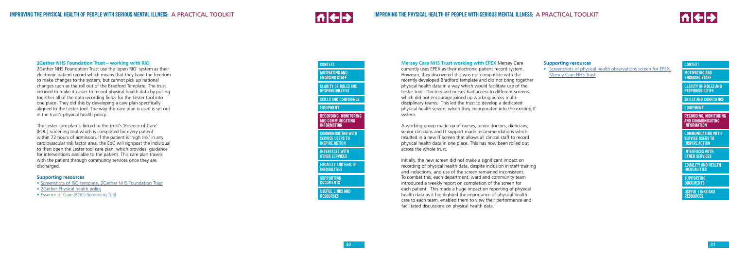### 2Gether NHS Foundation Trust – working with RiO

2Gether NHS Foundation Trust use the 'open RIO' system as their electronic patient record which means that they have the freedom to make changes to the system, but cannot pick up national changes such as the roll out of the Bradford Template. The trust decided to make it easier to record physical health data by pulling together all of the data recording fields for the Lester tool into one place. They did this by developing a care plan specifically aligned to the Lester tool. The way this care plan is used is set out in the trust's physical health policy.

The Lester care plan is linked to the trust's 'Essence of Care' (EOC) screening tool which is completed for every patient within 72 hours of admission. If the patient is 'high risk' in any cardiovascular risk factor area, the EoC will signpost the individual to then open the Lester tool care plan, which provides guidance for interventions available to the patient. This care plan travels with the patient through community services once they are discharged.

#### Supporting resources

- Screenshots of RiO template, 2Gether NHS Foundation Trust
- 2Gether Physical health policy
- Essence of Care (EOC) Screening Tool

### Mersey Care NHS Trust working with EPEX

Mersey Care currently uses EPEX as their electronic patient record system. However, they discovered this was not compatible with the recently developed Bradford template and did not bring together physical health data in a way which would facilitate use of the Lester tool. Doctors and nurses had access to different screens, which did not encourage joined up working across multi-disciplinary teams. This led the trust to develop a dedicated physical health screen, which they incorporated into the existing IT system.

A working group made up of nurses, junior doctors, dieticians, senior clinicians and IT support made recommendations which resulted in a new IT screen that allows all clinical staff to record physical health data in one place. This has now been rolled out across the whole trust.

Initially, the new screen did not make a significant impact on recording of physical health data, despite inclusion in staff training and inductions, and use of the screen remained inconsistent. To combat this, each department, ward and community team introduced a weekly report on completion of the screen for each patient. This made a huge impact on reporting of physical health data as it highlighted the importance of physical health care to each team, enabled them to view their performance and facilitated discussions on physical health data.

#### Supporting resources

- Screenshots of physical health observations screen for EPEX, Mersey Care NHS Trust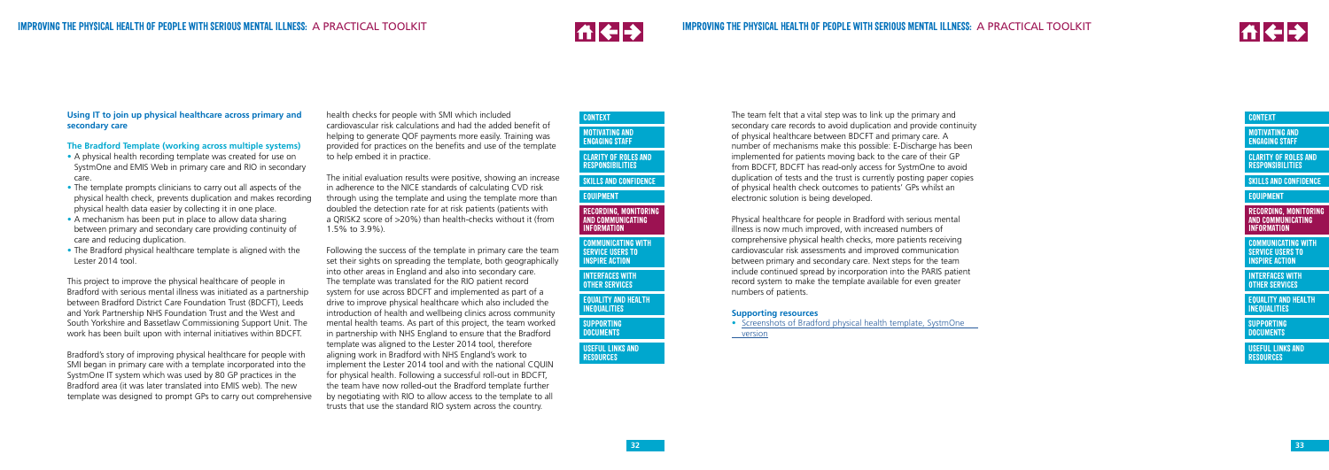### Using IT to join up physical healthcare across primary and secondary care

#### The Bradford Template (working across multiple systems)

- A physical health recording template was created for use on SystmOne and EMIS Web in primary care and RIO in secondary care.
- The template prompts clinicians to carry out all aspects of the physical health check, prevents duplication and makes recording physical health data easier by collecting it in one place.
- A mechanism has been put in place to allow data sharing between primary and secondary care providing continuity of care and reducing duplication.
- The Bradford physical healthcare template is aligned with the Lester 2014 tool.

This project to improve the physical healthcare of people in Bradford with serious mental illness was initiated as a partnership between Bradford District Care Foundation Trust (BDCFT), Leeds and York Partnership NHS Foundation Trust and the West and South Yorkshire and Bassetlaw Commissioning Support Unit. The work has been built upon with internal initiatives within BDCFT.

Bradford's story of improving physical healthcare for people with SMI began in primary care with a template incorporated into the SystmOne IT system which was used by 80 GP practices in the Bradford area (it was later translated into EMIS web). The new template was designed to prompt GPs to carry out comprehensive health checks for people with SMI which included cardiovascular risk calculations and had the added benefit of helping to generate QOF payments more easily. Training was provided for practices on the benefits and use of the template to help embed it in practice.

The initial evaluation results were positive, showing an increase in adherence to the NICE standards of calculating CVD risk through using the template and using the template more than doubled the detection rate for at risk patients (patients with a QRISK2 score of >20%) than health-checks without it (from 1.5% to 3.9%).

Following the success of the template in primary care the team set their sights on spreading the template, both geographically into other areas in Bradford and also into secondary care. The template was translated for the RIO patient record system for use across BDCFT and implemented as part of a drive to improve physical healthcare which also included the introduction of health and wellbeing clinics across community mental health teams. As part of this project, the team worked in partnership with NHS England to ensure that the Bradford template was aligned to the Lester 2014 tool, therefore aligning work in Bradford with NHS England's work to implement the Lester 2014 tool and with the national CQUIN for physical health. Following a successful roll-out in BDCFT, the team have now rolled-out the Bradford template further by negotiating with RIO to allow access to the template to all trusts that use the standard RIO system across the country.

The team felt that a vital step was to link up the primary and secondary care records to avoid duplication and provide continuity of physical healthcare between BDCFT and primary care. A number of mechanisms make this possible: E-Discharge has been implemented for patients moving back to the care of their GP from BDCFT, BDCFT has read-only access for SystmOne to avoid duplication of tests and the trust is currently posting paper copies of physical health check outcomes to patients' GPs whilst an electronic solution is being developed.

Physical healthcare for people in Bradford with serious mental illness is now much improved, with increased numbers of comprehensive physical health checks, more patients receiving cardiovascular risk assessments and improved communication between primary and secondary care. Next steps for the team include continued spread by incorporation into the PARIS patient record system to make the template available for even greater numbers of patients.

#### Supporting resources

- Screenshots of Bradford physical health template, SystmOne version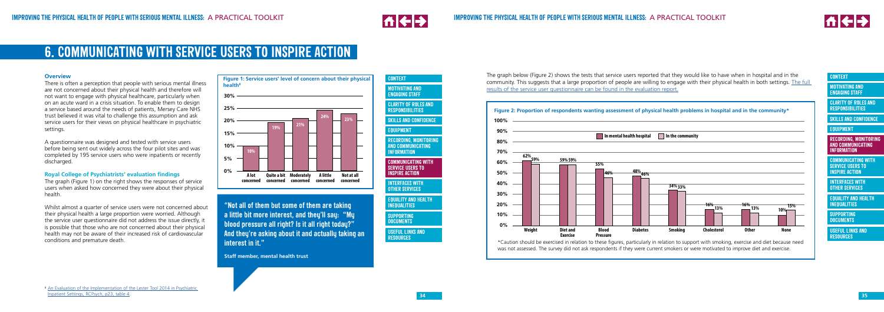# 6. COMMUNICATING WITH SERVICE USERS TO INSPIRE ACTION

### Overview

There is often a perception that people with serious mental illness are not concerned about their physical health and therefore will not want to engage with physical healthcare, particularly when on an acute ward in a crisis situation. To enable them to design a service based around the needs of patients, Mersey Care NHS trust believed it was vital to challenge this assumption and ask service users for their views on physical healthcare in psychiatric settings.

A questionnaire was designed and tested with service users before being sent out widely across the four pilot sites and was completed by 195 service users who were inpatients or recently discharged.

### Royal College of Psychiatrists' evaluation findings

The graph (Figure 1) on the right shows the responses of service users when asked how concerned they were about their physical health.

Whilst almost a quarter of service users were not concerned about their physical health a large proportion were worried. Although the service user questionnaire did not address the issue directly, it is possible that those who are not concerned about their physical health may not be aware of their increased risk of cardiovascular conditions and premature death.

**Figure 1: Service users' level of concern about their physical health**[8]

| Level of concern | Percentage |
|---|---|
| A lot concerned | 10% |
| Quite a bit concerned | 19% |
| Moderately concerned | 21% |
| A little concerned | 24% |
| Not at all concerned | 23% |

**"Not all of them but some of them are taking a little bit more interest, and they'll say: "My blood pressure all right? Is it all right today?" And they're asking about it and actually taking an interest in it."**

**Staff member, mental health trust**

The graph below (Figure 2) shows the tests that service users reported that they would like to have when in hospital and in the community. This suggests that a large proportion of people are willing to engage with their physical health in both settings. The full results of the service user questionnaire can be found in the evaluation report.

**Figure 2: Proportion of respondents wanting assessment of physical health problems in hospital and in the community***

| Assessment | In mental health hospital | In the community |
|---|---|---|
| Weight | 62% | 59% |
| Diet and Exercise | 59% | 59% |
| Blood Pressure | 55% | 46% |
| Diabetes | 48% | 46% |
| Smoking | 34% | 33% |
| Cholesterol | 16% | 13% |
| Other | 16% | 13% |
| None | 10% | 15% |

*Caution should be exercised in relation to these figures, particularly in relation to support with smoking, exercise and diet because need was not assessed. The survey did not ask respondents if they were current smokers or were motivated to improve diet and exercise.

[8] An Evaluation of the Implementation of the Lester Tool 2014 in Psychiatric Inpatient Settings, RCPsych, p23, table 4.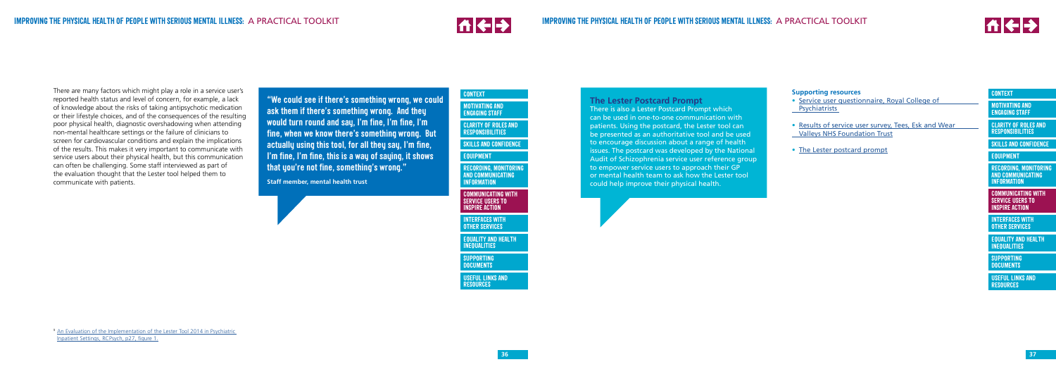There are many factors which might play a role in a service user's reported health status and level of concern, for example, a lack of knowledge about the risks of taking antipsychotic medication or their lifestyle choices, and of the consequences of the resulting poor physical health, diagnostic overshadowing when attending non-mental healthcare settings or the failure of clinicians to screen for cardiovascular conditions and explain the implications of the results. This makes it very important to communicate with service users about their physical health, but this communication can often be challenging. Some staff interviewed as part of the evaluation thought that the Lester tool helped them to communicate with patients.

> **"We could see if there's something wrong, we could ask them if there's something wrong. And they would turn round and say, I'm fine, I'm fine, I'm fine, when we know there's something wrong. But actually using this tool, for all they say, I'm fine, I'm fine, I'm fine, this is a way of saying, it shows that you're not fine, something's wrong."**
>
> **Staff member, mental health trust**

## The Lester Postcard Prompt

There is also a Lester Postcard Prompt which can be used in one-to-one communication with patients. Using the postcard, the Lester tool can be presented as an authoritative tool and be used to encourage discussion about a range of health issues. The postcard was developed by the National Audit of Schizophrenia service user reference group to empower service users to approach their GP or mental health team to ask how the Lester tool could help improve their physical health.

### Supporting resources

- Service user questionnaire, Royal College of Psychiatrists
- Results of service user survey, Tees, Esk and Wear Valleys NHS Foundation Trust
- The Lester postcard prompt

[6] An Evaluation of the Implementation of the Lester Tool 2014 in Psychiatric Inpatient Settings, RCPsych, p27, figure 1.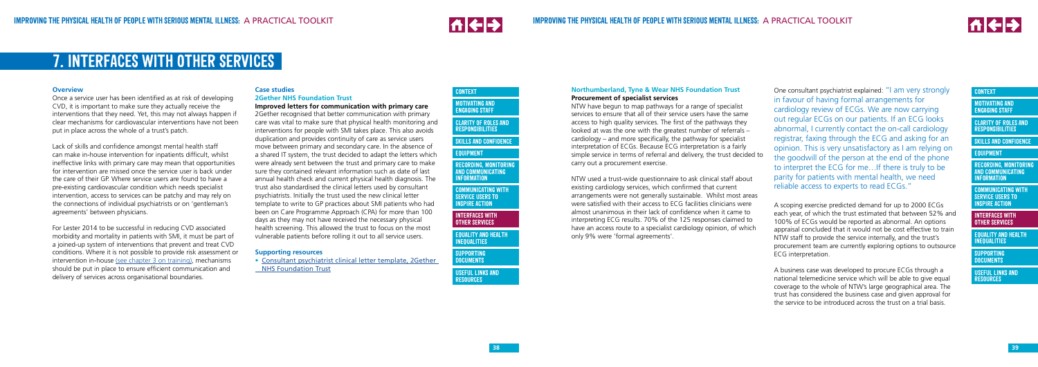# 7. INTERFACES WITH OTHER SERVICES

## Overview

Once a service user has been identified as at risk of developing CVD, it is important to make sure they actually receive the interventions that they need. Yet, this may not always happen if clear mechanisms for cardiovascular interventions have not been put in place across the whole of a trust's patch.

Lack of skills and confidence amongst mental health staff can make in-house intervention for inpatients difficult, whilst ineffective links with primary care may mean that opportunities for intervention are missed once the service user is back under the care of their GP. Where service users are found to have a pre-existing cardiovascular condition which needs specialist intervention, access to services can be patchy and may rely on the connections of individual psychiatrists or on 'gentleman's agreements' between physicians.

For Lester 2014 to be successful in reducing CVD associated morbidity and mortality in patients with SMI, it must be part of a joined-up system of interventions that prevent and treat CVD conditions. Where it is not possible to provide risk assessment or intervention in-house (see chapter 3 on training), mechanisms should be put in place to ensure efficient communication and delivery of services across organisational boundaries.

## Case studies

### 2Gether NHS Foundation Trust

**Improved letters for communication with primary care**

2Gether recognised that better communication with primary care was vital to make sure that physical health monitoring and interventions for people with SMI takes place. This also avoids duplication and provides continuity of care as service users move between primary and secondary care. In the absence of a shared IT system, the trust decided to adapt the letters which were already sent between the trust and primary care to make sure they contained relevant information such as date of last annual health check and current physical health diagnosis. The trust also standardised the clinical letters used by consultant psychiatrists. Initially the trust used the new clinical letter template to write to GP practices about SMI patients who had been on Care Programme Approach (CPA) for more than 100 days as they may not have received the necessary physical health screening. This allowed the trust to focus on the most vulnerable patients before rolling it out to all service users.

**Supporting resources**

- Consultant psychiatrist clinical letter template, 2Gether NHS Foundation Trust

### Northumberland, Tyne & Wear NHS Foundation Trust

**Procurement of specialist services**

NTW have begun to map pathways for a range of specialist services to ensure that all of their service users have the same access to high quality services. The first of the pathways they looked at was the one with the greatest number of referrals – cardiology – and more specifically, the pathway for specialist interpretation of ECGs. Because ECG interpretation is a fairly simple service in terms of referral and delivery, the trust decided to carry out a procurement exercise.

NTW used a trust-wide questionnaire to ask clinical staff about existing cardiology services, which confirmed that current arrangements were not generally sustainable. Whilst most areas were satisfied with their access to ECG facilities clinicians were almost unanimous in their lack of confidence when it came to interpreting ECG results. 70% of the 125 responses claimed to have an access route to a specialist cardiology opinion, of which only 9% were 'formal agreements'.

One consultant psychiatrist explained: "I am very strongly in favour of having formal arrangements for cardiology review of ECGs. We are now carrying out regular ECGs on our patients. If an ECG looks abnormal, I currently contact the on-call cardiology registrar, faxing through the ECG and asking for an opinion. This is very unsatisfactory as I am relying on the goodwill of the person at the end of the phone to interpret the ECG for me…If there is truly to be parity for patients with mental health, we need reliable access to experts to read ECGs."

A scoping exercise predicted demand for up to 2000 ECGs each year, of which the trust estimated that between 52% and 100% of ECGs would be reported as abnormal. An options appraisal concluded that it would not be cost effective to train NTW staff to provide the service internally, and the trust's procurement team are currently exploring options to outsource ECG interpretation.

A business case was developed to procure ECGs through a national telemedicine service which will be able to give equal coverage to the whole of NTW's large geographical area. The trust has considered the business case and given approval for the service to be introduced across the trust on a trial basis.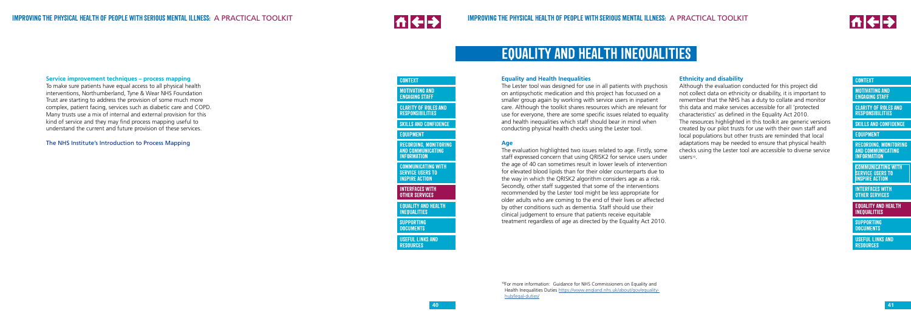### Service improvement techniques – process mapping

To make sure patients have equal access to all physical health interventions, Northumberland, Tyne & Wear NHS Foundation Trust are starting to address the provision of some much more complex, patient facing, services such as diabetic care and COPD. Many trusts use a mix of internal and external provision for this kind of service and they may find process mapping useful to understand the current and future provision of these services.

The NHS Institute's Introduction to Process Mapping

# EQUALITY AND HEALTH INEQUALITIES

### Equality and Health Inequalities

The Lester tool was designed for use in all patients with psychosis on antipsychotic medication and this project has focussed on a smaller group again by working with service users in inpatient care. Although the toolkit shares resources which are relevant for use for everyone, there are some specific issues related to equality and health inequalities which staff should bear in mind when conducting physical health checks using the Lester tool.

### Age

The evaluation highlighted two issues related to age. Firstly, some staff expressed concern that using QRISK2 for service users under the age of 40 can sometimes result in lower levels of intervention for elevated blood lipids than for their older counterparts due to the way in which the QRISK2 algorithm considers age as a risk. Secondly, other staff suggested that some of the interventions recommended by the Lester tool might be less appropriate for older adults who are coming to the end of their lives or affected by other conditions such as dementia. Staff should use their clinical judgement to ensure that patients receive equitable treatment regardless of age as directed by the Equality Act 2010.

### Ethnicity and disability

Although the evaluation conducted for this project did not collect data on ethnicity or disability, it is important to remember that the NHS has a duty to collate and monitor this data and make services accessible for all 'protected characteristics' as defined in the Equality Act 2010. The resources highlighted in this toolkit are generic versions created by our pilot trusts for use with their own staff and local populations but other trusts are reminded that local adaptations may be needed to ensure that physical health checks using the Lester tool are accessible to diverse service users[12].

[12] For more information: Guidance for NHS Commissioners on Equality and Health Inequalities Duties https://www.england.nhs.uk/about/gov/equality-hub/legal-duties/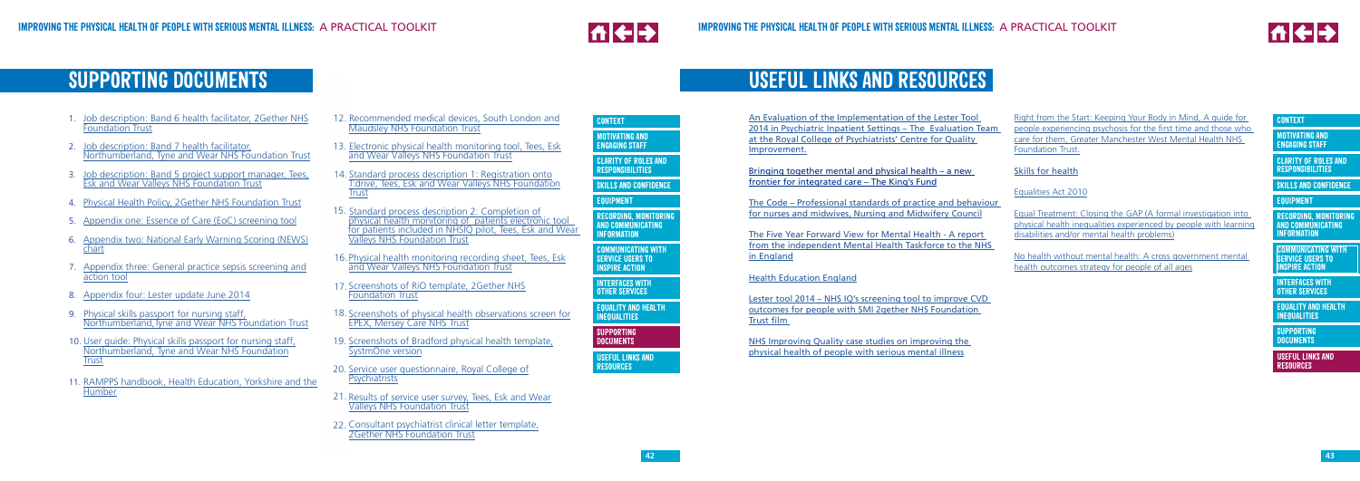# SUPPORTING DOCUMENTS

1. Job description: Band 6 health facilitator, 2Gether NHS Foundation Trust
2. Job description: Band 7 health facilitator, Northumberland, Tyne and Wear NHS Foundation Trust
3. Job description: Band 5 project support manager, Tees, Esk and Wear Valleys NHS Foundation Trust
4. Physical Health Policy, 2Gether NHS Foundation Trust
5. Appendix one: Essence of Care (EoC) screening tool
6. Appendix two: National Early Warning Scoring (NEWS) chart
7. Appendix three: General practice sepsis screening and action tool
8. Appendix four: Lester update June 2014
9. Physical skills passport for nursing staff, Northumberland, Tyne and Wear NHS Foundation Trust
10. User guide: Physical skills passport for nursing staff, Northumberland, Tyne and Wear NHS Foundation Trust
11. RAMPPS handbook, Health Education, Yorkshire and the Humber
12. Recommended medical devices, South London and Maudsley NHS Foundation Trust
13. Electronic physical health monitoring tool, Tees, Esk and Wear Valleys NHS Foundation Trust
14. Standard process description 1: Registration onto T:drive, Tees, Esk and Wear Valleys NHS Foundation Trust
15. Standard process description 2: Completion of physical health monitoring of patients electronic tool for patients included in NHSIQ pilot, Tees, Esk and Wear Valleys NHS Foundation Trust
16. Physical health monitoring recording sheet, Tees, Esk and Wear Valleys NHS Foundation Trust
17. Screenshots of RiO template, 2Gether NHS Foundation Trust
18. Screenshots of physical health observations screen for EPEX, Mersey Care NHS Trust
19. Screenshots of Bradford physical health template, SystmOne version
20. Service user questionnaire, Royal College of Psychiatrists
21. Results of service user survey, Tees, Esk and Wear Valleys NHS Foundation Trust
22. Consultant psychiatrist clinical letter template, 2Gether NHS Foundation Trust

# USEFUL LINKS AND RESOURCES

An Evaluation of the Implementation of the Lester Tool 2014 in Psychiatric Inpatient Settings – The Evaluation Team at the Royal College of Psychiatrists' Centre for Quality Improvement.

Bringing together mental and physical health – a new frontier for integrated care – The King's Fund

The Code – Professional standards of practice and behaviour for nurses and midwives, Nursing and Midwifery Council

The Five Year Forward View for Mental Health - A report from the independent Mental Health Taskforce to the NHS in England

Health Education England

Lester tool 2014 – NHS IQ's screening tool to improve CVD outcomes for people with SMI 2gether NHS Foundation Trust film

NHS Improving Quality case studies on improving the physical health of people with serious mental illness

Right from the Start: Keeping Your Body in Mind. A guide for people experiencing psychosis for the first time and those who care for them, Greater Manchester West Mental Health NHS Foundation Trust.

Skills for health

Equalities Act 2010

Equal Treatment: Closing the GAP (A formal investigation into physical health inequalities experienced by people with learning disabilities and/or mental health problems)

No health without mental health: A cross government mental health outcomes strategy for people of all ages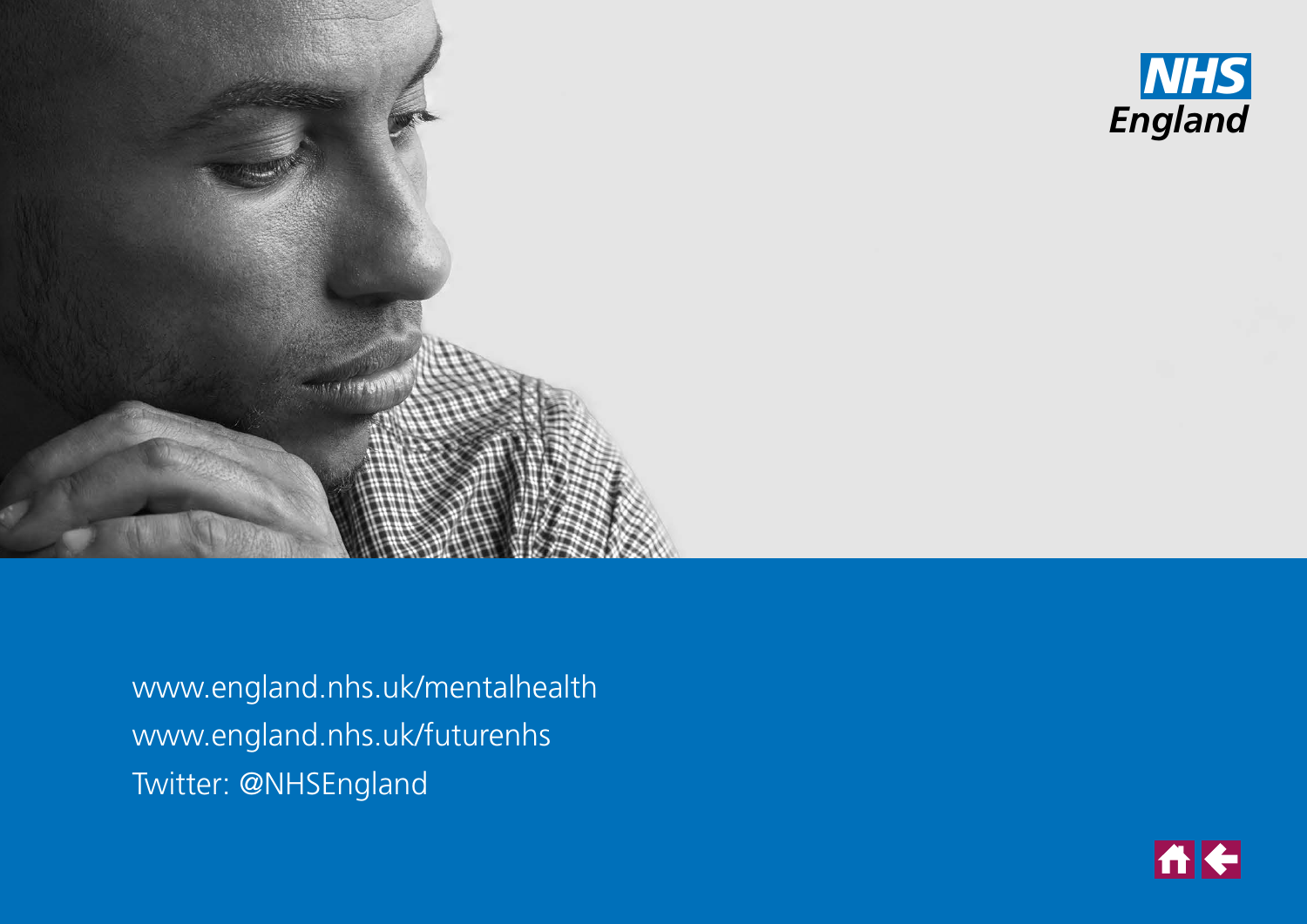NHS England

www.england.nhs.uk/mentalhealth
www.england.nhs.uk/futurenhs
Twitter: @NHSEngland